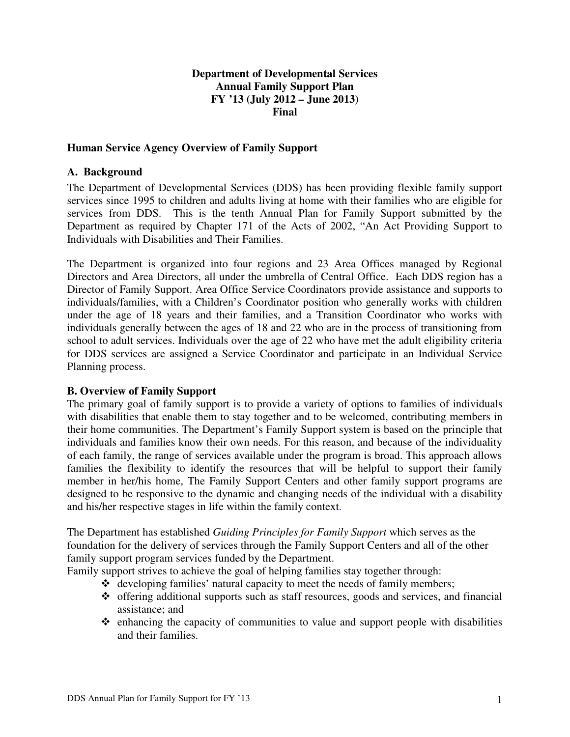**Department of Developmental Services**
**Annual Family Support Plan**
**FY '13 (July 2012 – June 2013)**
**Final**

## Human Service Agency Overview of Family Support

### A. Background

The Department of Developmental Services (DDS) has been providing flexible family support services since 1995 to children and adults living at home with their families who are eligible for services from DDS. This is the tenth Annual Plan for Family Support submitted by the Department as required by Chapter 171 of the Acts of 2002, "An Act Providing Support to Individuals with Disabilities and Their Families.

The Department is organized into four regions and 23 Area Offices managed by Regional Directors and Area Directors, all under the umbrella of Central Office. Each DDS region has a Director of Family Support. Area Office Service Coordinators provide assistance and supports to individuals/families, with a Children's Coordinator position who generally works with children under the age of 18 years and their families, and a Transition Coordinator who works with individuals generally between the ages of 18 and 22 who are in the process of transitioning from school to adult services. Individuals over the age of 22 who have met the adult eligibility criteria for DDS services are assigned a Service Coordinator and participate in an Individual Service Planning process.

### B. Overview of Family Support

The primary goal of family support is to provide a variety of options to families of individuals with disabilities that enable them to stay together and to be welcomed, contributing members in their home communities. The Department's Family Support system is based on the principle that individuals and families know their own needs. For this reason, and because of the individuality of each family, the range of services available under the program is broad. This approach allows families the flexibility to identify the resources that will be helpful to support their family member in her/his home, The Family Support Centers and other family support programs are designed to be responsive to the dynamic and changing needs of the individual with a disability and his/her respective stages in life within the family context.

The Department has established *Guiding Principles for Family Support* which serves as the foundation for the delivery of services through the Family Support Centers and all of the other family support program services funded by the Department.

Family support strives to achieve the goal of helping families stay together through:

- developing families' natural capacity to meet the needs of family members;
- offering additional supports such as staff resources, goods and services, and financial assistance; and
- enhancing the capacity of communities to value and support people with disabilities and their families.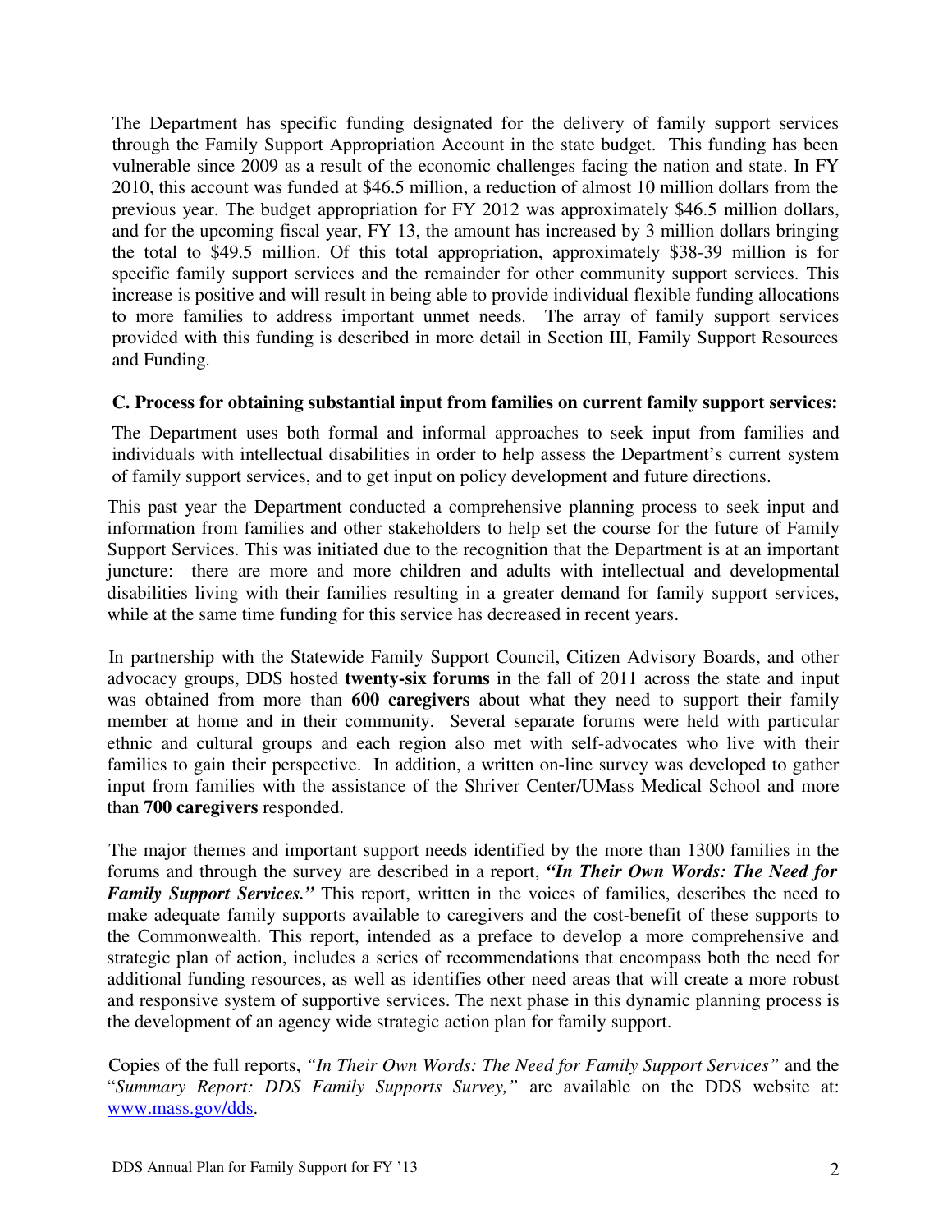The Department has specific funding designated for the delivery of family support services through the Family Support Appropriation Account in the state budget. This funding has been vulnerable since 2009 as a result of the economic challenges facing the nation and state. In FY 2010, this account was funded at $46.5 million, a reduction of almost 10 million dollars from the previous year. The budget appropriation for FY 2012 was approximately $46.5 million dollars, and for the upcoming fiscal year, FY 13, the amount has increased by 3 million dollars bringing the total to $49.5 million. Of this total appropriation, approximately $38-39 million is for specific family support services and the remainder for other community support services. This increase is positive and will result in being able to provide individual flexible funding allocations to more families to address important unmet needs. The array of family support services provided with this funding is described in more detail in Section III, Family Support Resources and Funding.

**C. Process for obtaining substantial input from families on current family support services:**

The Department uses both formal and informal approaches to seek input from families and individuals with intellectual disabilities in order to help assess the Department's current system of family support services, and to get input on policy development and future directions.

This past year the Department conducted a comprehensive planning process to seek input and information from families and other stakeholders to help set the course for the future of Family Support Services. This was initiated due to the recognition that the Department is at an important juncture: there are more and more children and adults with intellectual and developmental disabilities living with their families resulting in a greater demand for family support services, while at the same time funding for this service has decreased in recent years.

In partnership with the Statewide Family Support Council, Citizen Advisory Boards, and other advocacy groups, DDS hosted **twenty-six forums** in the fall of 2011 across the state and input was obtained from more than **600 caregivers** about what they need to support their family member at home and in their community. Several separate forums were held with particular ethnic and cultural groups and each region also met with self-advocates who live with their families to gain their perspective. In addition, a written on-line survey was developed to gather input from families with the assistance of the Shriver Center/UMass Medical School and more than **700 caregivers** responded.

The major themes and important support needs identified by the more than 1300 families in the forums and through the survey are described in a report, ***"In Their Own Words: The Need for Family Support Services."*** This report, written in the voices of families, describes the need to make adequate family supports available to caregivers and the cost-benefit of these supports to the Commonwealth. This report, intended as a preface to develop a more comprehensive and strategic plan of action, includes a series of recommendations that encompass both the need for additional funding resources, as well as identifies other need areas that will create a more robust and responsive system of supportive services. The next phase in this dynamic planning process is the development of an agency wide strategic action plan for family support.

Copies of the full reports, *"In Their Own Words: The Need for Family Support Services"* and the "*Summary Report: DDS Family Supports Survey,"* are available on the DDS website at: www.mass.gov/dds.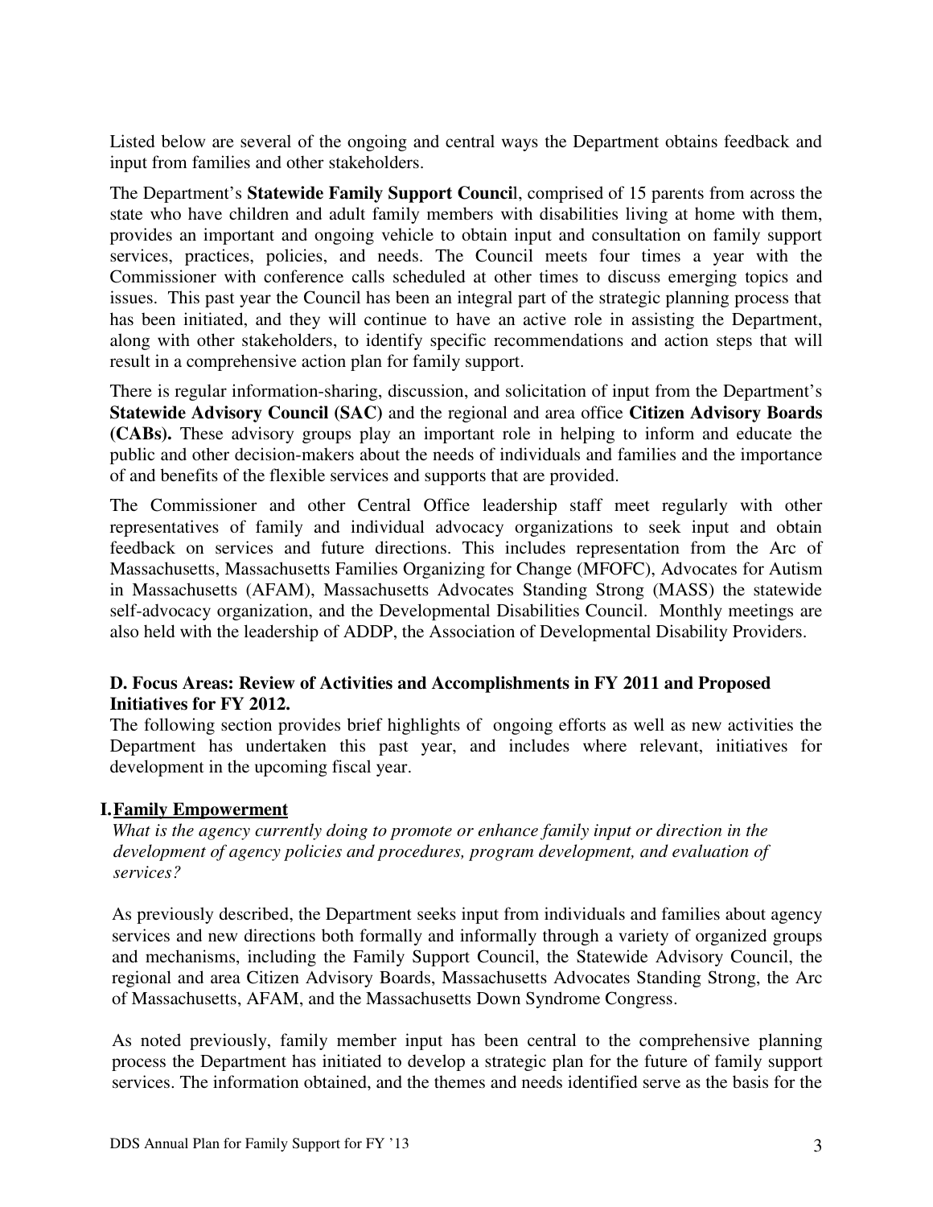Listed below are several of the ongoing and central ways the Department obtains feedback and input from families and other stakeholders.

The Department's **Statewide Family Support Council**, comprised of 15 parents from across the state who have children and adult family members with disabilities living at home with them, provides an important and ongoing vehicle to obtain input and consultation on family support services, practices, policies, and needs. The Council meets four times a year with the Commissioner with conference calls scheduled at other times to discuss emerging topics and issues. This past year the Council has been an integral part of the strategic planning process that has been initiated, and they will continue to have an active role in assisting the Department, along with other stakeholders, to identify specific recommendations and action steps that will result in a comprehensive action plan for family support.

There is regular information-sharing, discussion, and solicitation of input from the Department's **Statewide Advisory Council (SAC)** and the regional and area office **Citizen Advisory Boards (CABs).** These advisory groups play an important role in helping to inform and educate the public and other decision-makers about the needs of individuals and families and the importance of and benefits of the flexible services and supports that are provided.

The Commissioner and other Central Office leadership staff meet regularly with other representatives of family and individual advocacy organizations to seek input and obtain feedback on services and future directions. This includes representation from the Arc of Massachusetts, Massachusetts Families Organizing for Change (MFOFC), Advocates for Autism in Massachusetts (AFAM), Massachusetts Advocates Standing Strong (MASS) the statewide self-advocacy organization, and the Developmental Disabilities Council. Monthly meetings are also held with the leadership of ADDP, the Association of Developmental Disability Providers.

### D. Focus Areas: Review of Activities and Accomplishments in FY 2011 and Proposed Initiatives for FY 2012.

The following section provides brief highlights of ongoing efforts as well as new activities the Department has undertaken this past year, and includes where relevant, initiatives for development in the upcoming fiscal year.

### I. Family Empowerment

*What is the agency currently doing to promote or enhance family input or direction in the development of agency policies and procedures, program development, and evaluation of services?*

As previously described, the Department seeks input from individuals and families about agency services and new directions both formally and informally through a variety of organized groups and mechanisms, including the Family Support Council, the Statewide Advisory Council, the regional and area Citizen Advisory Boards, Massachusetts Advocates Standing Strong, the Arc of Massachusetts, AFAM, and the Massachusetts Down Syndrome Congress.

As noted previously, family member input has been central to the comprehensive planning process the Department has initiated to develop a strategic plan for the future of family support services. The information obtained, and the themes and needs identified serve as the basis for the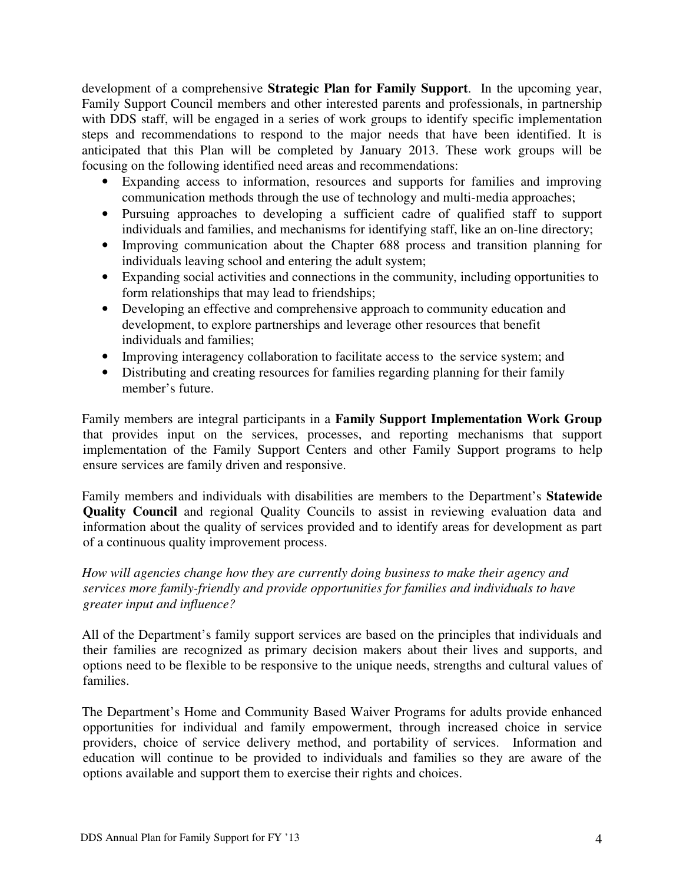development of a comprehensive **Strategic Plan for Family Support**. In the upcoming year, Family Support Council members and other interested parents and professionals, in partnership with DDS staff, will be engaged in a series of work groups to identify specific implementation steps and recommendations to respond to the major needs that have been identified. It is anticipated that this Plan will be completed by January 2013. These work groups will be focusing on the following identified need areas and recommendations:

- Expanding access to information, resources and supports for families and improving communication methods through the use of technology and multi-media approaches;
- Pursuing approaches to developing a sufficient cadre of qualified staff to support individuals and families, and mechanisms for identifying staff, like an on-line directory;
- Improving communication about the Chapter 688 process and transition planning for individuals leaving school and entering the adult system;
- Expanding social activities and connections in the community, including opportunities to form relationships that may lead to friendships;
- Developing an effective and comprehensive approach to community education and development, to explore partnerships and leverage other resources that benefit individuals and families;
- Improving interagency collaboration to facilitate access to the service system; and
- Distributing and creating resources for families regarding planning for their family member's future.

Family members are integral participants in a **Family Support Implementation Work Group** that provides input on the services, processes, and reporting mechanisms that support implementation of the Family Support Centers and other Family Support programs to help ensure services are family driven and responsive.

Family members and individuals with disabilities are members to the Department's **Statewide Quality Council** and regional Quality Councils to assist in reviewing evaluation data and information about the quality of services provided and to identify areas for development as part of a continuous quality improvement process.

*How will agencies change how they are currently doing business to make their agency and services more family-friendly and provide opportunities for families and individuals to have greater input and influence?*

All of the Department's family support services are based on the principles that individuals and their families are recognized as primary decision makers about their lives and supports, and options need to be flexible to be responsive to the unique needs, strengths and cultural values of families.

The Department's Home and Community Based Waiver Programs for adults provide enhanced opportunities for individual and family empowerment, through increased choice in service providers, choice of service delivery method, and portability of services. Information and education will continue to be provided to individuals and families so they are aware of the options available and support them to exercise their rights and choices.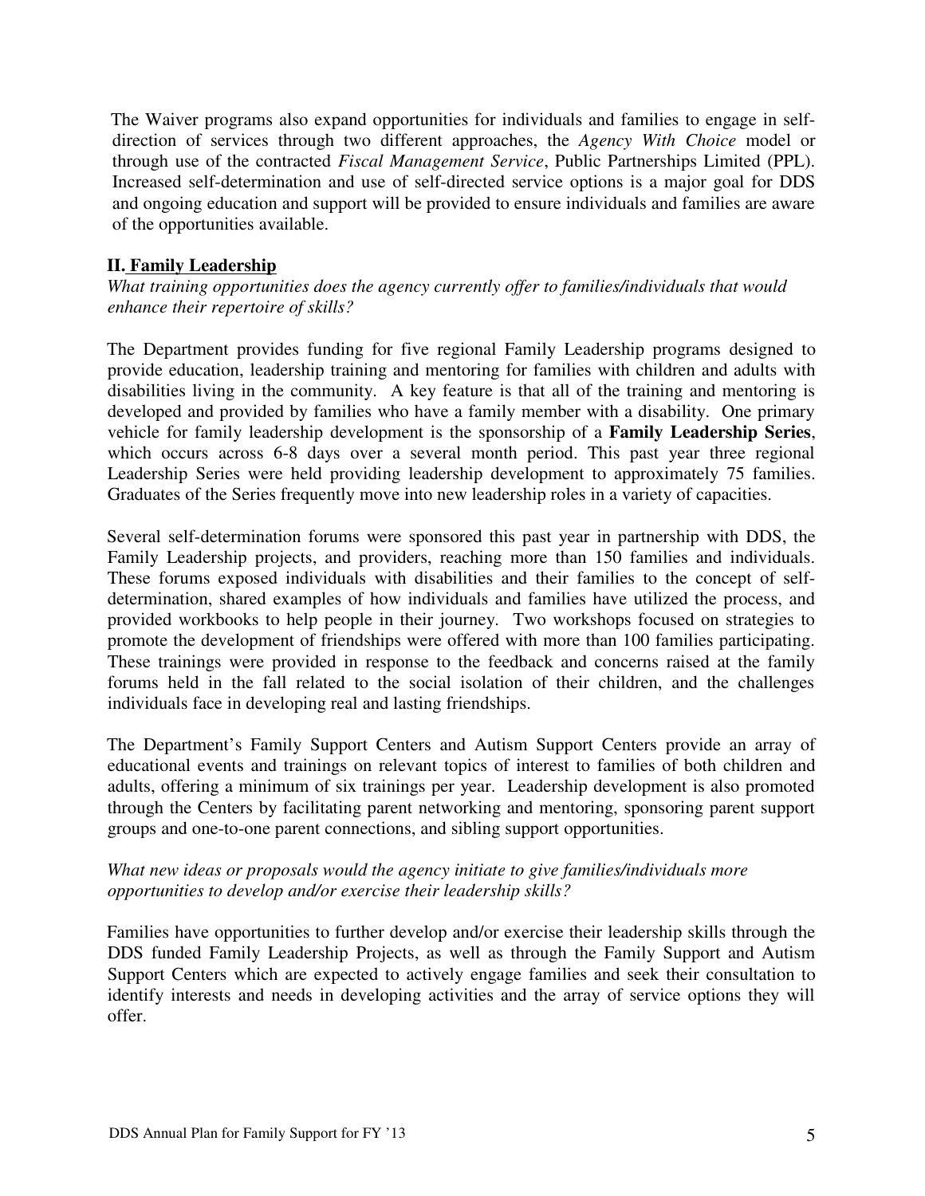The Waiver programs also expand opportunities for individuals and families to engage in self-direction of services through two different approaches, the *Agency With Choice* model or through use of the contracted *Fiscal Management Service*, Public Partnerships Limited (PPL). Increased self-determination and use of self-directed service options is a major goal for DDS and ongoing education and support will be provided to ensure individuals and families are aware of the opportunities available.

## II. Family Leadership

*What training opportunities does the agency currently offer to families/individuals that would enhance their repertoire of skills?*

The Department provides funding for five regional Family Leadership programs designed to provide education, leadership training and mentoring for families with children and adults with disabilities living in the community. A key feature is that all of the training and mentoring is developed and provided by families who have a family member with a disability. One primary vehicle for family leadership development is the sponsorship of a **Family Leadership Series**, which occurs across 6-8 days over a several month period. This past year three regional Leadership Series were held providing leadership development to approximately 75 families. Graduates of the Series frequently move into new leadership roles in a variety of capacities.

Several self-determination forums were sponsored this past year in partnership with DDS, the Family Leadership projects, and providers, reaching more than 150 families and individuals. These forums exposed individuals with disabilities and their families to the concept of self-determination, shared examples of how individuals and families have utilized the process, and provided workbooks to help people in their journey. Two workshops focused on strategies to promote the development of friendships were offered with more than 100 families participating. These trainings were provided in response to the feedback and concerns raised at the family forums held in the fall related to the social isolation of their children, and the challenges individuals face in developing real and lasting friendships.

The Department's Family Support Centers and Autism Support Centers provide an array of educational events and trainings on relevant topics of interest to families of both children and adults, offering a minimum of six trainings per year. Leadership development is also promoted through the Centers by facilitating parent networking and mentoring, sponsoring parent support groups and one-to-one parent connections, and sibling support opportunities.

*What new ideas or proposals would the agency initiate to give families/individuals more opportunities to develop and/or exercise their leadership skills?*

Families have opportunities to further develop and/or exercise their leadership skills through the DDS funded Family Leadership Projects, as well as through the Family Support and Autism Support Centers which are expected to actively engage families and seek their consultation to identify interests and needs in developing activities and the array of service options they will offer.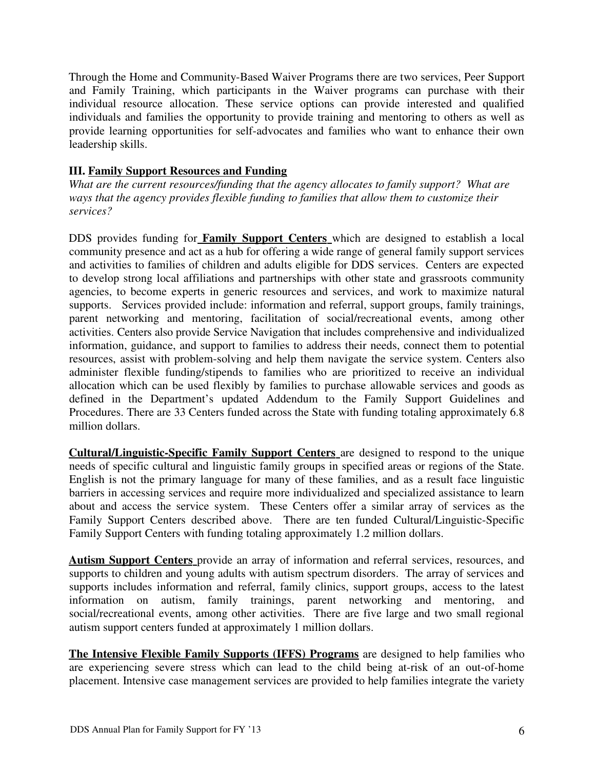Through the Home and Community-Based Waiver Programs there are two services, Peer Support and Family Training, which participants in the Waiver programs can purchase with their individual resource allocation. These service options can provide interested and qualified individuals and families the opportunity to provide training and mentoring to others as well as provide learning opportunities for self-advocates and families who want to enhance their own leadership skills.

### III. Family Support Resources and Funding

*What are the current resources/funding that the agency allocates to family support? What are ways that the agency provides flexible funding to families that allow them to customize their services?*

DDS provides funding for **Family Support Centers** which are designed to establish a local community presence and act as a hub for offering a wide range of general family support services and activities to families of children and adults eligible for DDS services. Centers are expected to develop strong local affiliations and partnerships with other state and grassroots community agencies, to become experts in generic resources and services, and work to maximize natural supports. Services provided include: information and referral, support groups, family trainings, parent networking and mentoring, facilitation of social/recreational events, among other activities. Centers also provide Service Navigation that includes comprehensive and individualized information, guidance, and support to families to address their needs, connect them to potential resources, assist with problem-solving and help them navigate the service system. Centers also administer flexible funding/stipends to families who are prioritized to receive an individual allocation which can be used flexibly by families to purchase allowable services and goods as defined in the Department's updated Addendum to the Family Support Guidelines and Procedures. There are 33 Centers funded across the State with funding totaling approximately 6.8 million dollars.

**Cultural/Linguistic-Specific Family Support Centers** are designed to respond to the unique needs of specific cultural and linguistic family groups in specified areas or regions of the State. English is not the primary language for many of these families, and as a result face linguistic barriers in accessing services and require more individualized and specialized assistance to learn about and access the service system. These Centers offer a similar array of services as the Family Support Centers described above. There are ten funded Cultural/Linguistic-Specific Family Support Centers with funding totaling approximately 1.2 million dollars.

**Autism Support Centers** provide an array of information and referral services, resources, and supports to children and young adults with autism spectrum disorders. The array of services and supports includes information and referral, family clinics, support groups, access to the latest information on autism, family trainings, parent networking and mentoring, and social/recreational events, among other activities. There are five large and two small regional autism support centers funded at approximately 1 million dollars.

**The Intensive Flexible Family Supports (IFFS) Programs** are designed to help families who are experiencing severe stress which can lead to the child being at-risk of an out-of-home placement. Intensive case management services are provided to help families integrate the variety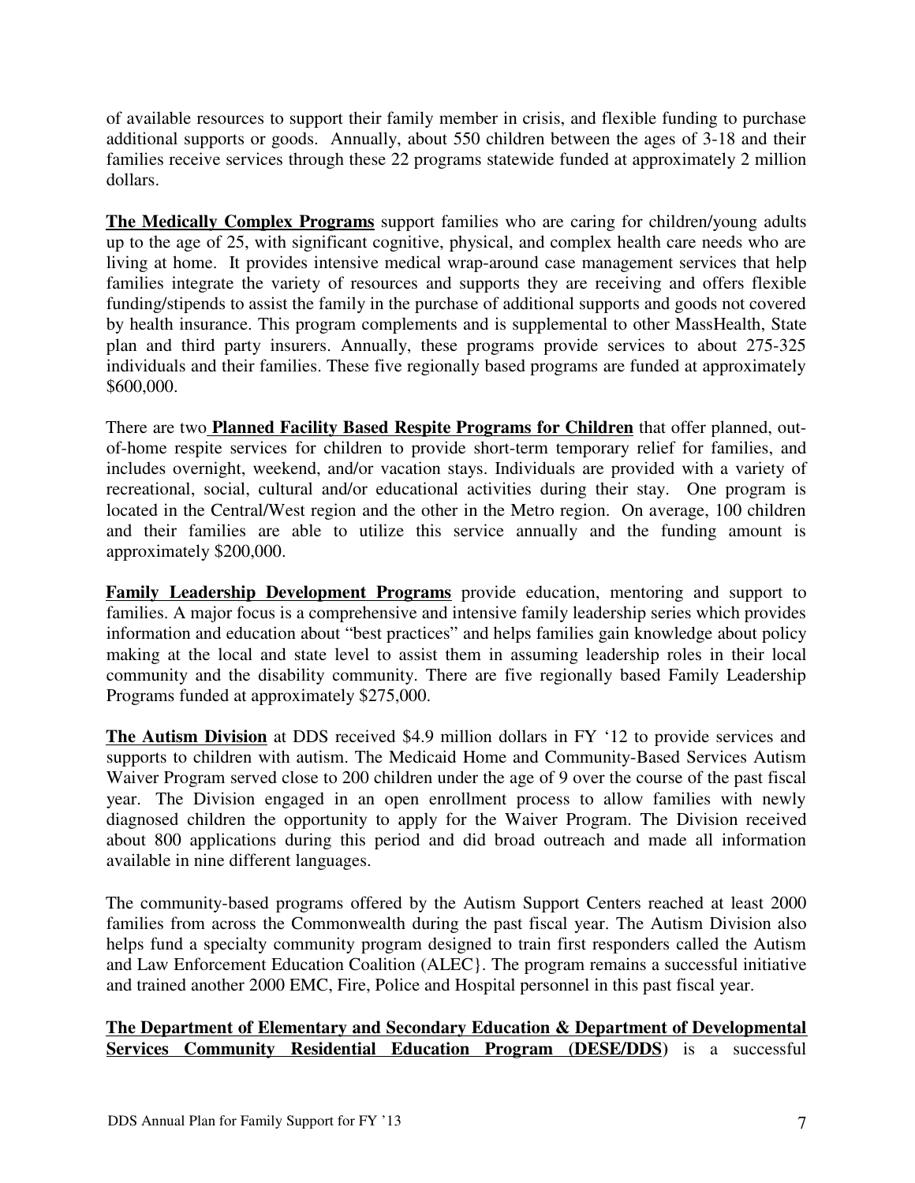of available resources to support their family member in crisis, and flexible funding to purchase additional supports or goods. Annually, about 550 children between the ages of 3-18 and their families receive services through these 22 programs statewide funded at approximately 2 million dollars.

**The Medically Complex Programs** support families who are caring for children/young adults up to the age of 25, with significant cognitive, physical, and complex health care needs who are living at home. It provides intensive medical wrap-around case management services that help families integrate the variety of resources and supports they are receiving and offers flexible funding/stipends to assist the family in the purchase of additional supports and goods not covered by health insurance. This program complements and is supplemental to other MassHealth, State plan and third party insurers. Annually, these programs provide services to about 275-325 individuals and their families. These five regionally based programs are funded at approximately $600,000.

There are two **Planned Facility Based Respite Programs for Children** that offer planned, out-of-home respite services for children to provide short-term temporary relief for families, and includes overnight, weekend, and/or vacation stays. Individuals are provided with a variety of recreational, social, cultural and/or educational activities during their stay. One program is located in the Central/West region and the other in the Metro region. On average, 100 children and their families are able to utilize this service annually and the funding amount is approximately $200,000.

**Family Leadership Development Programs** provide education, mentoring and support to families. A major focus is a comprehensive and intensive family leadership series which provides information and education about "best practices" and helps families gain knowledge about policy making at the local and state level to assist them in assuming leadership roles in their local community and the disability community. There are five regionally based Family Leadership Programs funded at approximately $275,000.

**The Autism Division** at DDS received $4.9 million dollars in FY '12 to provide services and supports to children with autism. The Medicaid Home and Community-Based Services Autism Waiver Program served close to 200 children under the age of 9 over the course of the past fiscal year. The Division engaged in an open enrollment process to allow families with newly diagnosed children the opportunity to apply for the Waiver Program. The Division received about 800 applications during this period and did broad outreach and made all information available in nine different languages.

The community-based programs offered by the Autism Support Centers reached at least 2000 families from across the Commonwealth during the past fiscal year. The Autism Division also helps fund a specialty community program designed to train first responders called the Autism and Law Enforcement Education Coalition (ALEC}. The program remains a successful initiative and trained another 2000 EMC, Fire, Police and Hospital personnel in this past fiscal year.

**The Department of Elementary and Secondary Education & Department of Developmental Services Community Residential Education Program (DESE/DDS)** is a successful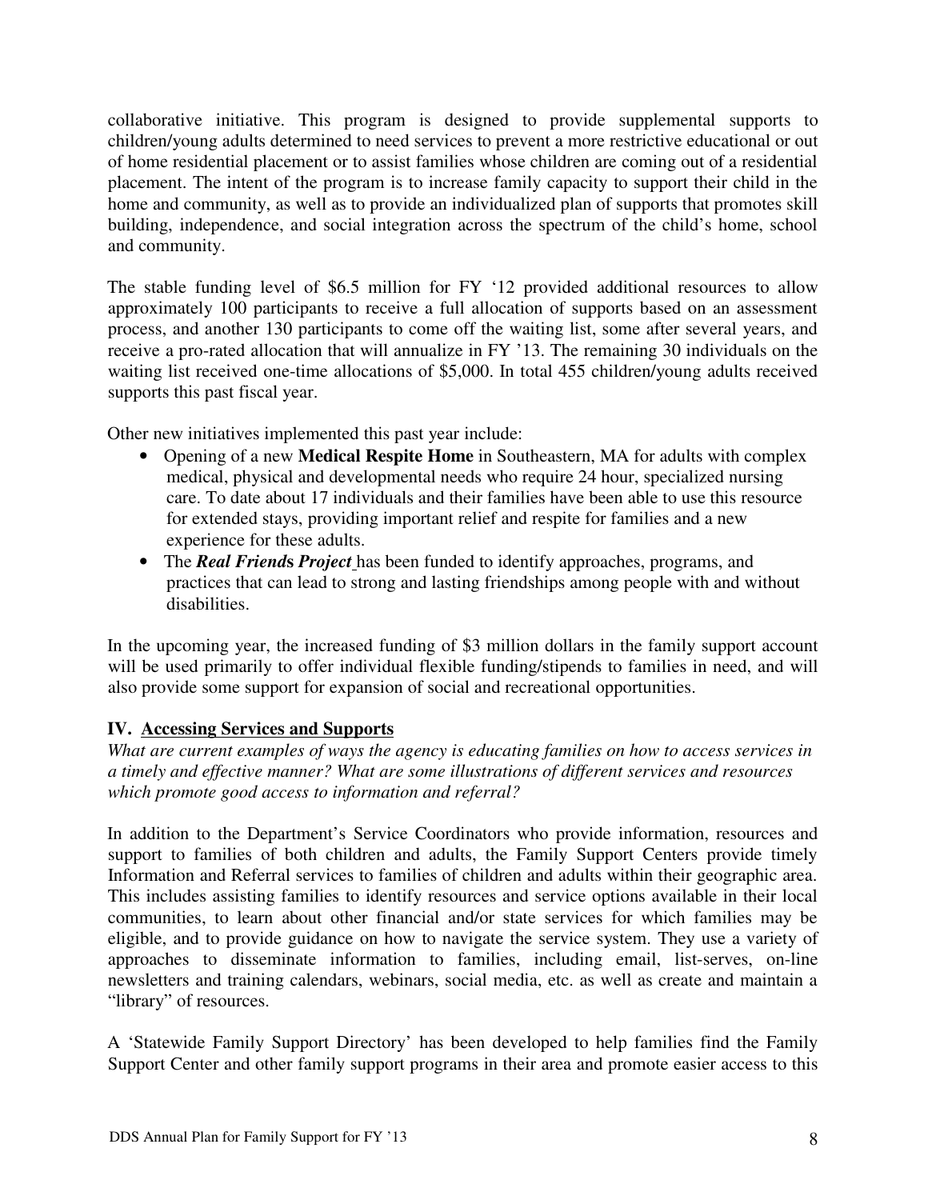collaborative initiative. This program is designed to provide supplemental supports to children/young adults determined to need services to prevent a more restrictive educational or out of home residential placement or to assist families whose children are coming out of a residential placement. The intent of the program is to increase family capacity to support their child in the home and community, as well as to provide an individualized plan of supports that promotes skill building, independence, and social integration across the spectrum of the child's home, school and community.

The stable funding level of $6.5 million for FY '12 provided additional resources to allow approximately 100 participants to receive a full allocation of supports based on an assessment process, and another 130 participants to come off the waiting list, some after several years, and receive a pro-rated allocation that will annualize in FY '13. The remaining 30 individuals on the waiting list received one-time allocations of $5,000. In total 455 children/young adults received supports this past fiscal year.

Other new initiatives implemented this past year include:

- Opening of a new **Medical Respite Home** in Southeastern, MA for adults with complex medical, physical and developmental needs who require 24 hour, specialized nursing care. To date about 17 individuals and their families have been able to use this resource for extended stays, providing important relief and respite for families and a new experience for these adults.
- The ***Real Friends Project*** has been funded to identify approaches, programs, and practices that can lead to strong and lasting friendships among people with and without disabilities.

In the upcoming year, the increased funding of $3 million dollars in the family support account will be used primarily to offer individual flexible funding/stipends to families in need, and will also provide some support for expansion of social and recreational opportunities.

## IV. Accessing Services and Supports

*What are current examples of ways the agency is educating families on how to access services in a timely and effective manner? What are some illustrations of different services and resources which promote good access to information and referral?*

In addition to the Department's Service Coordinators who provide information, resources and support to families of both children and adults, the Family Support Centers provide timely Information and Referral services to families of children and adults within their geographic area. This includes assisting families to identify resources and service options available in their local communities, to learn about other financial and/or state services for which families may be eligible, and to provide guidance on how to navigate the service system. They use a variety of approaches to disseminate information to families, including email, list-serves, on-line newsletters and training calendars, webinars, social media, etc. as well as create and maintain a "library" of resources.

A 'Statewide Family Support Directory' has been developed to help families find the Family Support Center and other family support programs in their area and promote easier access to this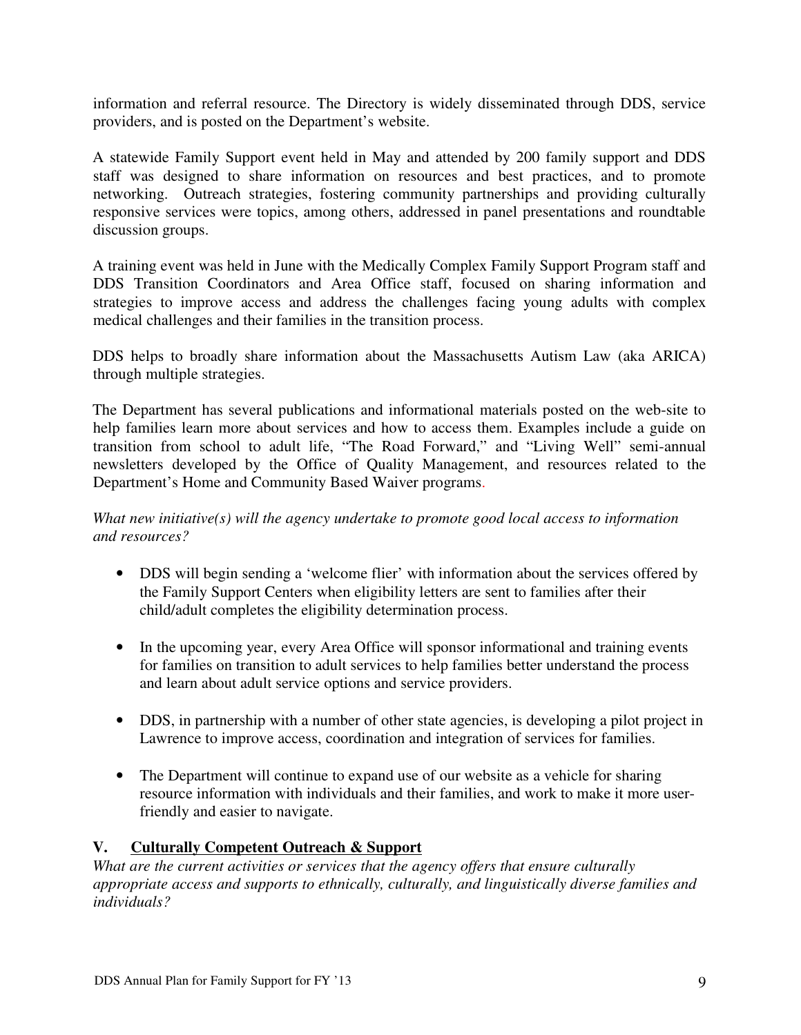information and referral resource. The Directory is widely disseminated through DDS, service providers, and is posted on the Department's website.

A statewide Family Support event held in May and attended by 200 family support and DDS staff was designed to share information on resources and best practices, and to promote networking. Outreach strategies, fostering community partnerships and providing culturally responsive services were topics, among others, addressed in panel presentations and roundtable discussion groups.

A training event was held in June with the Medically Complex Family Support Program staff and DDS Transition Coordinators and Area Office staff, focused on sharing information and strategies to improve access and address the challenges facing young adults with complex medical challenges and their families in the transition process.

DDS helps to broadly share information about the Massachusetts Autism Law (aka ARICA) through multiple strategies.

The Department has several publications and informational materials posted on the web-site to help families learn more about services and how to access them. Examples include a guide on transition from school to adult life, "The Road Forward," and "Living Well" semi-annual newsletters developed by the Office of Quality Management, and resources related to the Department's Home and Community Based Waiver programs.

*What new initiative(s) will the agency undertake to promote good local access to information and resources?*

- DDS will begin sending a 'welcome flier' with information about the services offered by the Family Support Centers when eligibility letters are sent to families after their child/adult completes the eligibility determination process.
- In the upcoming year, every Area Office will sponsor informational and training events for families on transition to adult services to help families better understand the process and learn about adult service options and service providers.
- DDS, in partnership with a number of other state agencies, is developing a pilot project in Lawrence to improve access, coordination and integration of services for families.
- The Department will continue to expand use of our website as a vehicle for sharing resource information with individuals and their families, and work to make it more user-friendly and easier to navigate.

## V. Culturally Competent Outreach & Support

*What are the current activities or services that the agency offers that ensure culturally appropriate access and supports to ethnically, culturally, and linguistically diverse families and individuals?*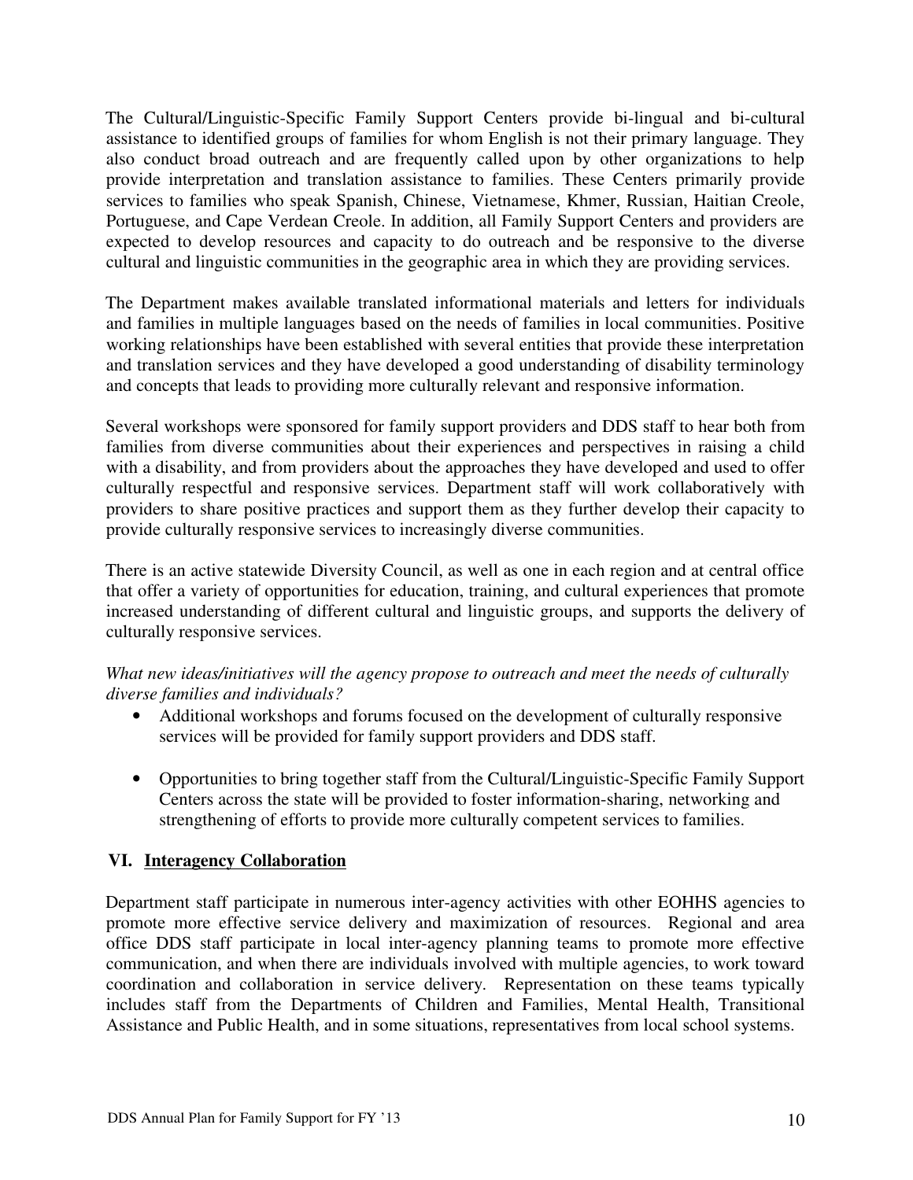The Cultural/Linguistic-Specific Family Support Centers provide bi-lingual and bi-cultural assistance to identified groups of families for whom English is not their primary language. They also conduct broad outreach and are frequently called upon by other organizations to help provide interpretation and translation assistance to families. These Centers primarily provide services to families who speak Spanish, Chinese, Vietnamese, Khmer, Russian, Haitian Creole, Portuguese, and Cape Verdean Creole. In addition, all Family Support Centers and providers are expected to develop resources and capacity to do outreach and be responsive to the diverse cultural and linguistic communities in the geographic area in which they are providing services.

The Department makes available translated informational materials and letters for individuals and families in multiple languages based on the needs of families in local communities. Positive working relationships have been established with several entities that provide these interpretation and translation services and they have developed a good understanding of disability terminology and concepts that leads to providing more culturally relevant and responsive information.

Several workshops were sponsored for family support providers and DDS staff to hear both from families from diverse communities about their experiences and perspectives in raising a child with a disability, and from providers about the approaches they have developed and used to offer culturally respectful and responsive services. Department staff will work collaboratively with providers to share positive practices and support them as they further develop their capacity to provide culturally responsive services to increasingly diverse communities.

There is an active statewide Diversity Council, as well as one in each region and at central office that offer a variety of opportunities for education, training, and cultural experiences that promote increased understanding of different cultural and linguistic groups, and supports the delivery of culturally responsive services.

*What new ideas/initiatives will the agency propose to outreach and meet the needs of culturally diverse families and individuals?*

- Additional workshops and forums focused on the development of culturally responsive services will be provided for family support providers and DDS staff.
- Opportunities to bring together staff from the Cultural/Linguistic-Specific Family Support Centers across the state will be provided to foster information-sharing, networking and strengthening of efforts to provide more culturally competent services to families.

## VI. Interagency Collaboration

Department staff participate in numerous inter-agency activities with other EOHHS agencies to promote more effective service delivery and maximization of resources. Regional and area office DDS staff participate in local inter-agency planning teams to promote more effective communication, and when there are individuals involved with multiple agencies, to work toward coordination and collaboration in service delivery. Representation on these teams typically includes staff from the Departments of Children and Families, Mental Health, Transitional Assistance and Public Health, and in some situations, representatives from local school systems.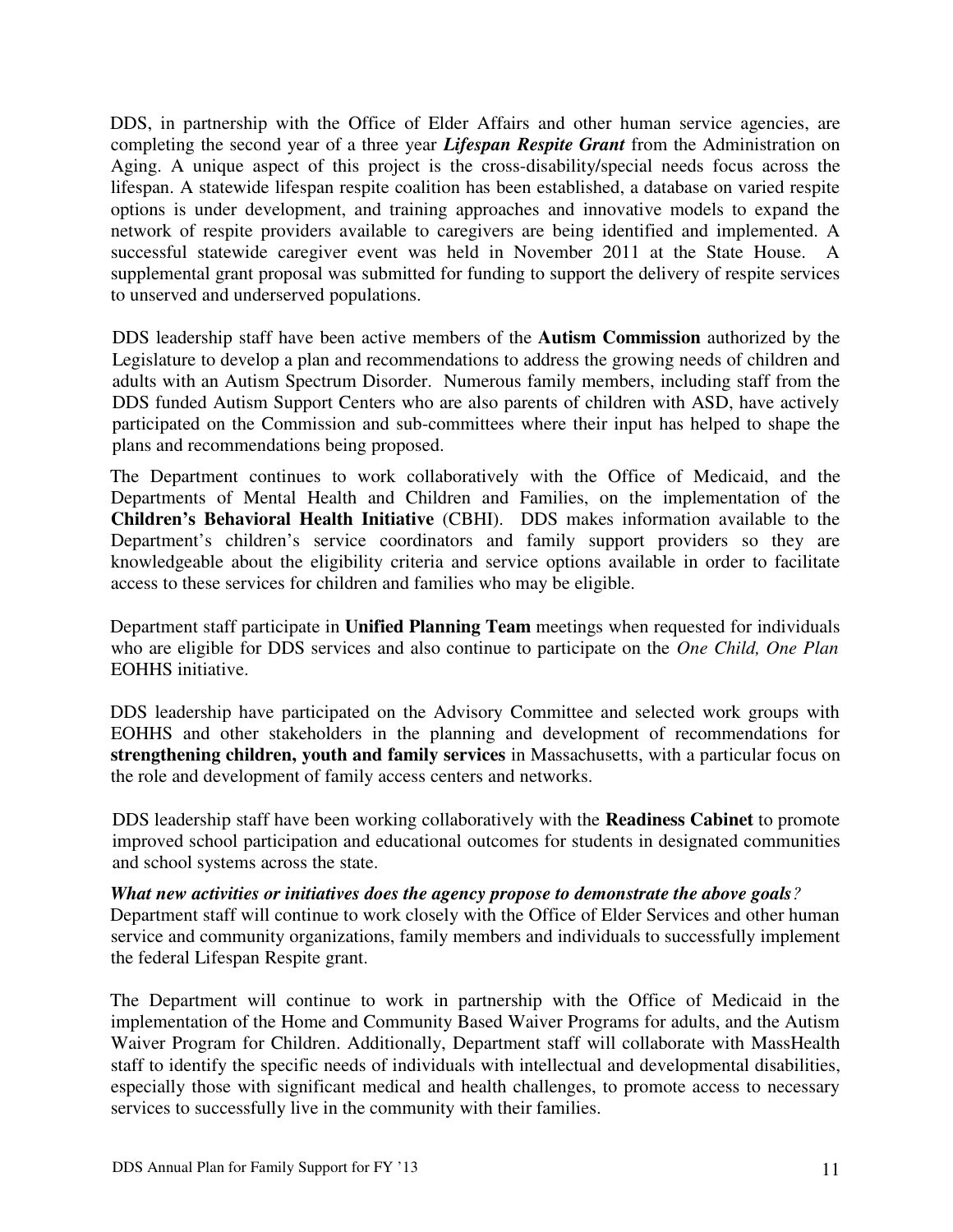DDS, in partnership with the Office of Elder Affairs and other human service agencies, are completing the second year of a three year ***Lifespan Respite Grant*** from the Administration on Aging. A unique aspect of this project is the cross-disability/special needs focus across the lifespan. A statewide lifespan respite coalition has been established, a database on varied respite options is under development, and training approaches and innovative models to expand the network of respite providers available to caregivers are being identified and implemented. A successful statewide caregiver event was held in November 2011 at the State House. A supplemental grant proposal was submitted for funding to support the delivery of respite services to unserved and underserved populations.

DDS leadership staff have been active members of the **Autism Commission** authorized by the Legislature to develop a plan and recommendations to address the growing needs of children and adults with an Autism Spectrum Disorder. Numerous family members, including staff from the DDS funded Autism Support Centers who are also parents of children with ASD, have actively participated on the Commission and sub-committees where their input has helped to shape the plans and recommendations being proposed.

The Department continues to work collaboratively with the Office of Medicaid, and the Departments of Mental Health and Children and Families, on the implementation of the **Children's Behavioral Health Initiative** (CBHI). DDS makes information available to the Department's children's service coordinators and family support providers so they are knowledgeable about the eligibility criteria and service options available in order to facilitate access to these services for children and families who may be eligible.

Department staff participate in **Unified Planning Team** meetings when requested for individuals who are eligible for DDS services and also continue to participate on the *One Child, One Plan* EOHHS initiative.

DDS leadership have participated on the Advisory Committee and selected work groups with EOHHS and other stakeholders in the planning and development of recommendations for **strengthening children, youth and family services** in Massachusetts, with a particular focus on the role and development of family access centers and networks.

DDS leadership staff have been working collaboratively with the **Readiness Cabinet** to promote improved school participation and educational outcomes for students in designated communities and school systems across the state.

***What new activities or initiatives does the agency propose to demonstrate the above goals?***

Department staff will continue to work closely with the Office of Elder Services and other human service and community organizations, family members and individuals to successfully implement the federal Lifespan Respite grant.

The Department will continue to work in partnership with the Office of Medicaid in the implementation of the Home and Community Based Waiver Programs for adults, and the Autism Waiver Program for Children. Additionally, Department staff will collaborate with MassHealth staff to identify the specific needs of individuals with intellectual and developmental disabilities, especially those with significant medical and health challenges, to promote access to necessary services to successfully live in the community with their families.